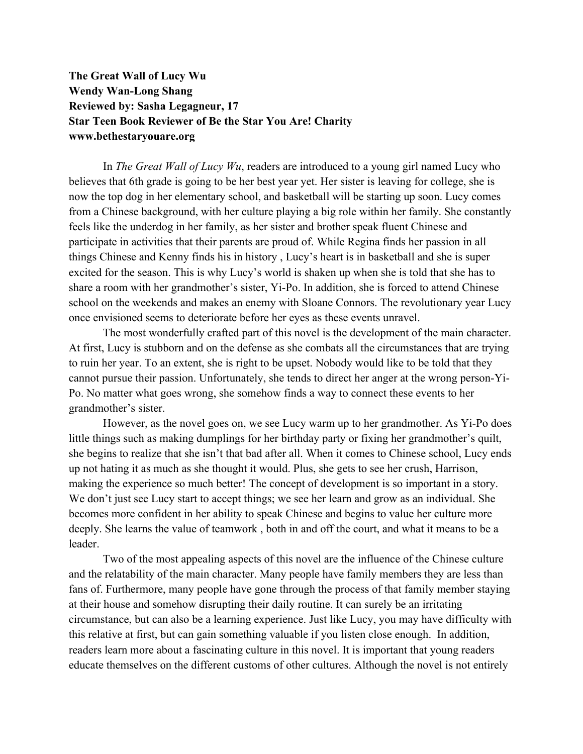**The Great Wall of Lucy Wu**
**Wendy Wan-Long Shang**
**Reviewed by: Sasha Legagneur, 17**
**Star Teen Book Reviewer of Be the Star You Are! Charity**
**www.bethestaryouare.org**

In *The Great Wall of Lucy Wu*, readers are introduced to a young girl named Lucy who believes that 6th grade is going to be her best year yet. Her sister is leaving for college, she is now the top dog in her elementary school, and basketball will be starting up soon. Lucy comes from a Chinese background, with her culture playing a big role within her family. She constantly feels like the underdog in her family, as her sister and brother speak fluent Chinese and participate in activities that their parents are proud of. While Regina finds her passion in all things Chinese and Kenny finds his in history , Lucy's heart is in basketball and she is super excited for the season. This is why Lucy's world is shaken up when she is told that she has to share a room with her grandmother's sister, Yi-Po. In addition, she is forced to attend Chinese school on the weekends and makes an enemy with Sloane Connors. The revolutionary year Lucy once envisioned seems to deteriorate before her eyes as these events unravel.

The most wonderfully crafted part of this novel is the development of the main character. At first, Lucy is stubborn and on the defense as she combats all the circumstances that are trying to ruin her year. To an extent, she is right to be upset. Nobody would like to be told that they cannot pursue their passion. Unfortunately, she tends to direct her anger at the wrong person-Yi-Po. No matter what goes wrong, she somehow finds a way to connect these events to her grandmother's sister.

However, as the novel goes on, we see Lucy warm up to her grandmother. As Yi-Po does little things such as making dumplings for her birthday party or fixing her grandmother's quilt, she begins to realize that she isn't that bad after all. When it comes to Chinese school, Lucy ends up not hating it as much as she thought it would. Plus, she gets to see her crush, Harrison, making the experience so much better! The concept of development is so important in a story. We don't just see Lucy start to accept things; we see her learn and grow as an individual. She becomes more confident in her ability to speak Chinese and begins to value her culture more deeply. She learns the value of teamwork , both in and off the court, and what it means to be a leader.

Two of the most appealing aspects of this novel are the influence of the Chinese culture and the relatability of the main character. Many people have family members they are less than fans of. Furthermore, many people have gone through the process of that family member staying at their house and somehow disrupting their daily routine. It can surely be an irritating circumstance, but can also be a learning experience. Just like Lucy, you may have difficulty with this relative at first, but can gain something valuable if you listen close enough. In addition, readers learn more about a fascinating culture in this novel. It is important that young readers educate themselves on the different customs of other cultures. Although the novel is not entirely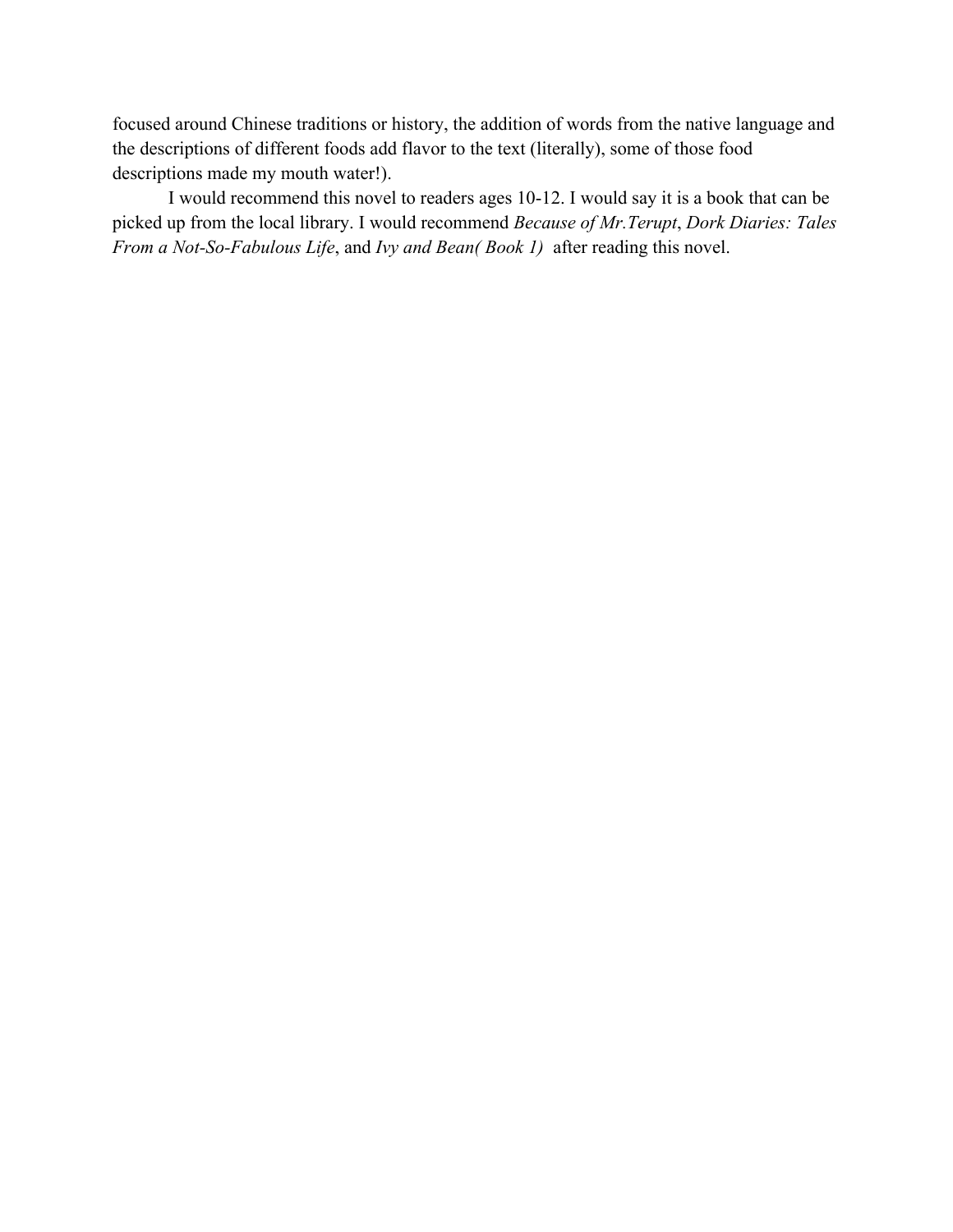focused around Chinese traditions or history, the addition of words from the native language and the descriptions of different foods add flavor to the text (literally), some of those food descriptions made my mouth water!).

I would recommend this novel to readers ages 10-12. I would say it is a book that can be picked up from the local library. I would recommend *Because of Mr.Terupt*, *Dork Diaries: Tales From a Not-So-Fabulous Life*, and *Ivy and Bean( Book 1)* after reading this novel.